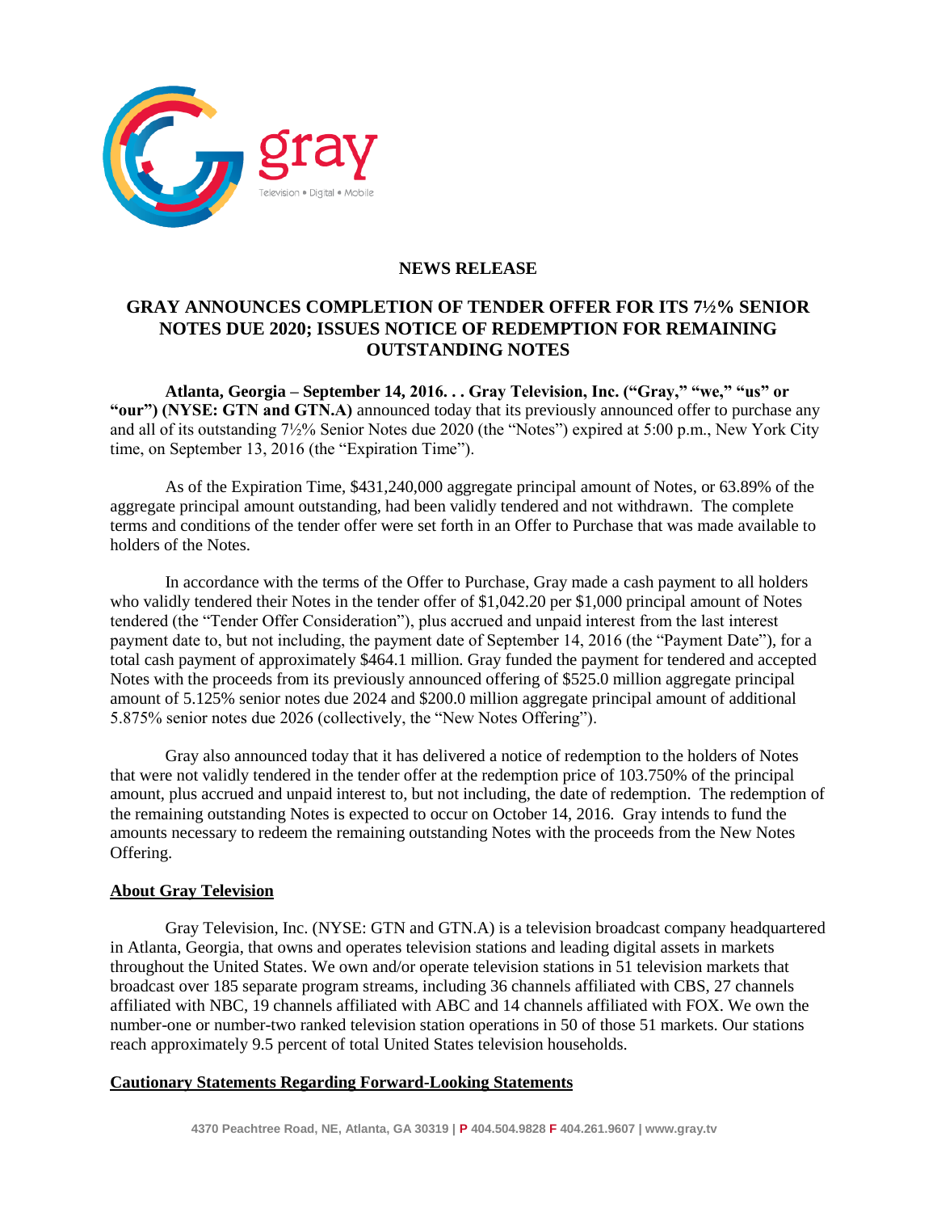gray

Television • Digital • Mobile

**NEWS RELEASE**

# GRAY ANNOUNCES COMPLETION OF TENDER OFFER FOR ITS 7½% SENIOR NOTES DUE 2020; ISSUES NOTICE OF REDEMPTION FOR REMAINING OUTSTANDING NOTES

**Atlanta, Georgia – September 14, 2016. . . Gray Television, Inc. ("Gray," "we," "us" or "our") (NYSE: GTN and GTN.A)** announced today that its previously announced offer to purchase any and all of its outstanding 7½% Senior Notes due 2020 (the "Notes") expired at 5:00 p.m., New York City time, on September 13, 2016 (the "Expiration Time").

As of the Expiration Time, $431,240,000 aggregate principal amount of Notes, or 63.89% of the aggregate principal amount outstanding, had been validly tendered and not withdrawn. The complete terms and conditions of the tender offer were set forth in an Offer to Purchase that was made available to holders of the Notes.

In accordance with the terms of the Offer to Purchase, Gray made a cash payment to all holders who validly tendered their Notes in the tender offer of $1,042.20 per $1,000 principal amount of Notes tendered (the "Tender Offer Consideration"), plus accrued and unpaid interest from the last interest payment date to, but not including, the payment date of September 14, 2016 (the "Payment Date"), for a total cash payment of approximately $464.1 million. Gray funded the payment for tendered and accepted Notes with the proceeds from its previously announced offering of $525.0 million aggregate principal amount of 5.125% senior notes due 2024 and $200.0 million aggregate principal amount of additional 5.875% senior notes due 2026 (collectively, the "New Notes Offering").

Gray also announced today that it has delivered a notice of redemption to the holders of Notes that were not validly tendered in the tender offer at the redemption price of 103.750% of the principal amount, plus accrued and unpaid interest to, but not including, the date of redemption. The redemption of the remaining outstanding Notes is expected to occur on October 14, 2016. Gray intends to fund the amounts necessary to redeem the remaining outstanding Notes with the proceeds from the New Notes Offering.

## About Gray Television

Gray Television, Inc. (NYSE: GTN and GTN.A) is a television broadcast company headquartered in Atlanta, Georgia, that owns and operates television stations and leading digital assets in markets throughout the United States. We own and/or operate television stations in 51 television markets that broadcast over 185 separate program streams, including 36 channels affiliated with CBS, 27 channels affiliated with NBC, 19 channels affiliated with ABC and 14 channels affiliated with FOX. We own the number-one or number-two ranked television station operations in 50 of those 51 markets. Our stations reach approximately 9.5 percent of total United States television households.

## Cautionary Statements Regarding Forward-Looking Statements

4370 Peachtree Road, NE, Atlanta, GA 30319 | P 404.504.9828 F 404.261.9607 | www.gray.tv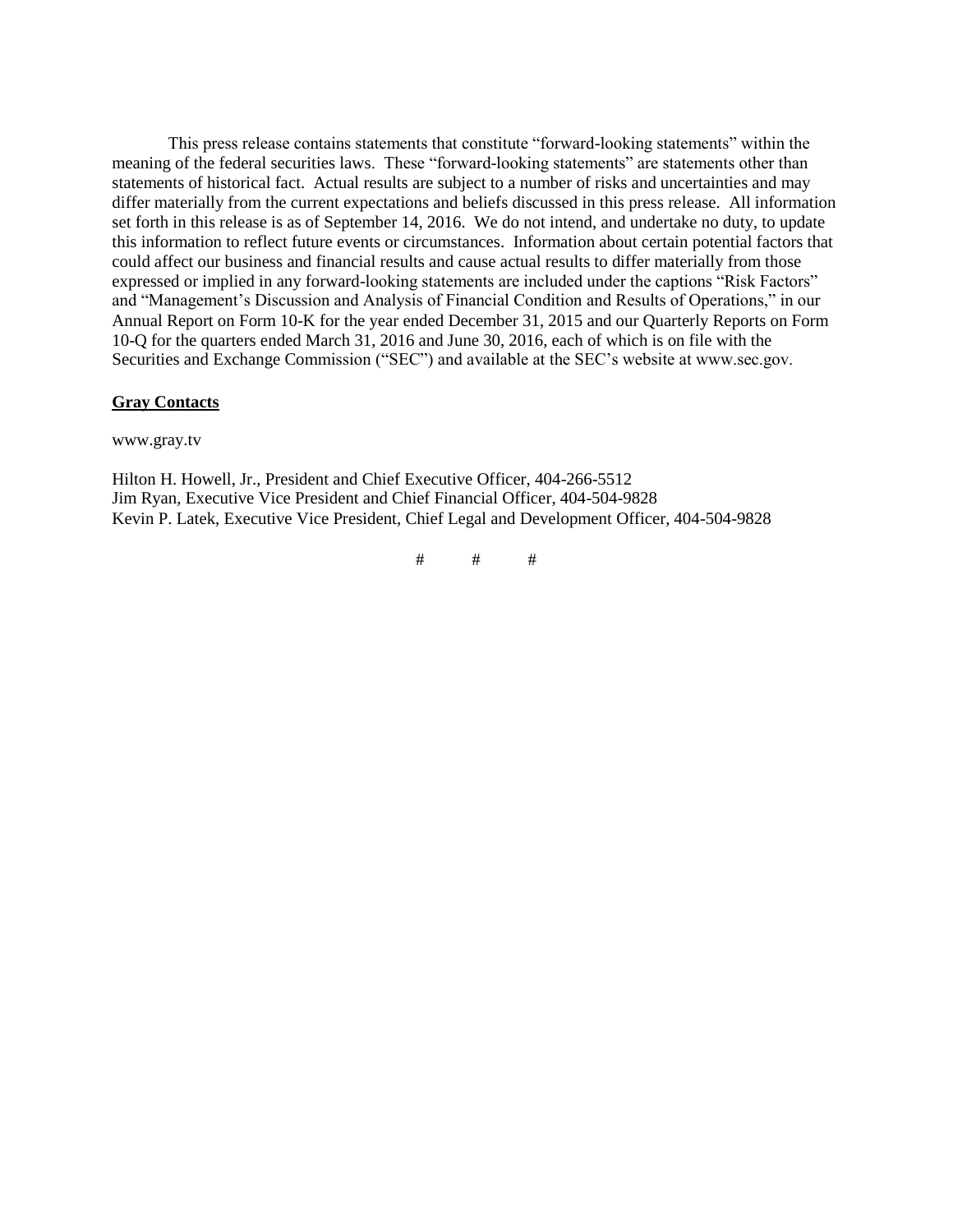This press release contains statements that constitute "forward-looking statements" within the meaning of the federal securities laws. These "forward-looking statements" are statements other than statements of historical fact. Actual results are subject to a number of risks and uncertainties and may differ materially from the current expectations and beliefs discussed in this press release. All information set forth in this release is as of September 14, 2016. We do not intend, and undertake no duty, to update this information to reflect future events or circumstances. Information about certain potential factors that could affect our business and financial results and cause actual results to differ materially from those expressed or implied in any forward-looking statements are included under the captions "Risk Factors" and "Management's Discussion and Analysis of Financial Condition and Results of Operations," in our Annual Report on Form 10-K for the year ended December 31, 2015 and our Quarterly Reports on Form 10-Q for the quarters ended March 31, 2016 and June 30, 2016, each of which is on file with the Securities and Exchange Commission ("SEC") and available at the SEC's website at www.sec.gov.

**Gray Contacts**

www.gray.tv

Hilton H. Howell, Jr., President and Chief Executive Officer, 404-266-5512
Jim Ryan, Executive Vice President and Chief Financial Officer, 404-504-9828
Kevin P. Latek, Executive Vice President, Chief Legal and Development Officer, 404-504-9828

# # #